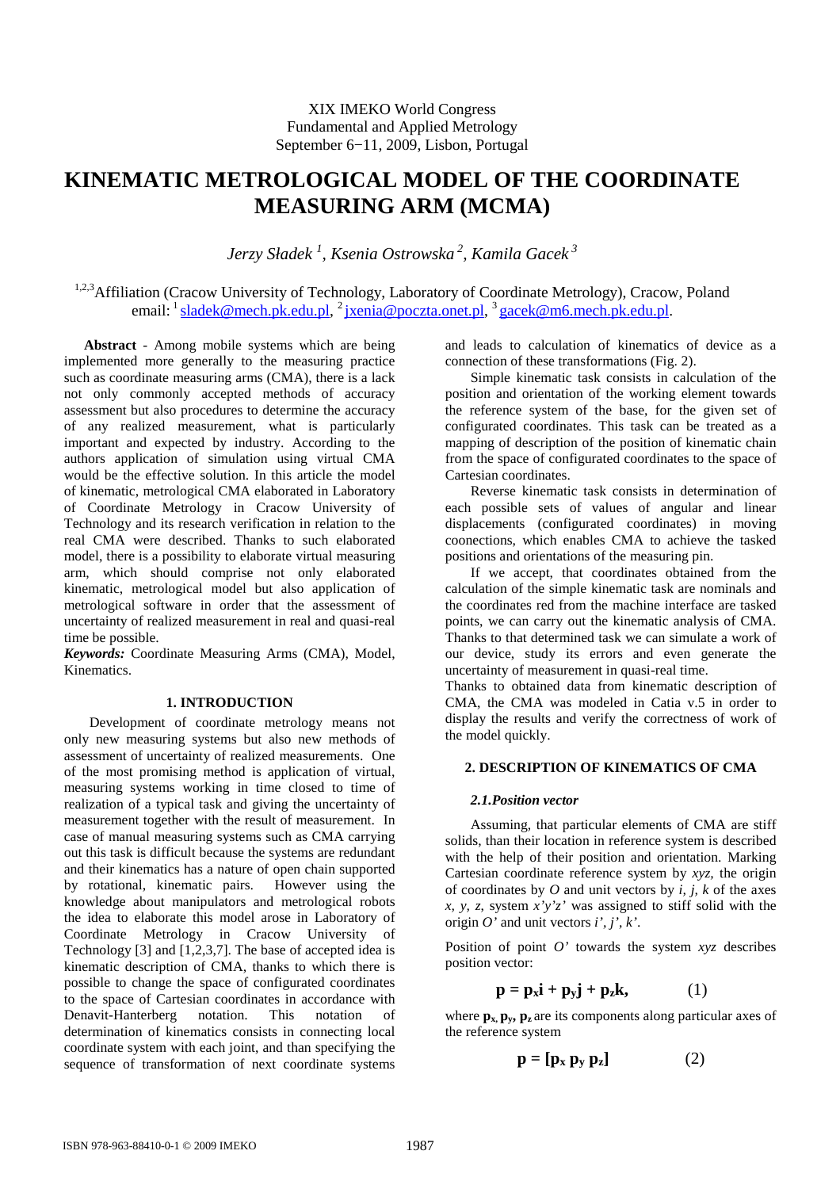XIX IMEKO World Congress
Fundamental and Applied Metrology
September 6−11, 2009, Lisbon, Portugal

# KINEMATIC METROLOGICAL MODEL OF THE COORDINATE MEASURING ARM (MCMA)

*Jerzy Sładek [1], Ksenia Ostrowska [2], Kamila Gacek [3]*

[1,2,3]Affiliation (Cracow University of Technology, Laboratory of Coordinate Metrology), Cracow, Poland
email: [1] sladek@mech.pk.edu.pl, [2] jxenia@poczta.onet.pl, [3] gacek@m6.mech.pk.edu.pl.

**Abstract** - Among mobile systems which are being implemented more generally to the measuring practice such as coordinate measuring arms (CMA), there is a lack not only commonly accepted methods of accuracy assessment but also procedures to determine the accuracy of any realized measurement, what is particularly important and expected by industry. According to the authors application of simulation using virtual CMA would be the effective solution. In this article the model of kinematic, metrological CMA elaborated in Laboratory of Coordinate Metrology in Cracow University of Technology and its research verification in relation to the real CMA were described. Thanks to such elaborated model, there is a possibility to elaborate virtual measuring arm, which should comprise not only elaborated kinematic, metrological model but also application of metrological software in order that the assessment of uncertainty of realized measurement in real and quasi-real time be possible.

***Keywords:*** Coordinate Measuring Arms (CMA), Model, Kinematics.

## 1. INTRODUCTION

Development of coordinate metrology means not only new measuring systems but also new methods of assessment of uncertainty of realized measurements. One of the most promising method is application of virtual, measuring systems working in time closed to time of realization of a typical task and giving the uncertainty of measurement together with the result of measurement. In case of manual measuring systems such as CMA carrying out this task is difficult because the systems are redundant and their kinematics has a nature of open chain supported by rotational, kinematic pairs. However using the knowledge about manipulators and metrological robots the idea to elaborate this model arose in Laboratory of Coordinate Metrology in Cracow University of Technology [3] and [1,2,3,7]. The base of accepted idea is kinematic description of CMA, thanks to which there is possible to change the space of configurated coordinates to the space of Cartesian coordinates in accordance with Denavit-Hanterberg notation. This notation of determination of kinematics consists in connecting local coordinate system with each joint, and than specifying the sequence of transformation of next coordinate systems and leads to calculation of kinematics of device as a connection of these transformations (Fig. 2).

Simple kinematic task consists in calculation of the position and orientation of the working element towards the reference system of the base, for the given set of configurated coordinates. This task can be treated as a mapping of description of the position of kinematic chain from the space of configurated coordinates to the space of Cartesian coordinates.

Reverse kinematic task consists in determination of each possible sets of values of angular and linear displacements (configurated coordinates) in moving coonections, which enables CMA to achieve the tasked positions and orientations of the measuring pin.

If we accept, that coordinates obtained from the calculation of the simple kinematic task are nominals and the coordinates red from the machine interface are tasked points, we can carry out the kinematic analysis of CMA. Thanks to that determined task we can simulate a work of our device, study its errors and even generate the uncertainty of measurement in quasi-real time.

Thanks to obtained data from kinematic description of CMA, the CMA was modeled in Catia v.5 in order to display the results and verify the correctness of work of the model quickly.

## 2. DESCRIPTION OF KINEMATICS OF CMA

### *2.1.Position vector*

Assuming, that particular elements of CMA are stiff solids, than their location in reference system is described with the help of their position and orientation. Marking Cartesian coordinate reference system by *xyz*, the origin of coordinates by *O* and unit vectors by *i, j, k* of the axes *x, y, z*, system *x'y'z'* was assigned to stiff solid with the origin *O'* and unit vectors *i', j', k'*.

Position of point *O'* towards the system *xyz* describes position vector:

$$\mathbf{p} = \mathbf{p_x i} + \mathbf{p_y j} + \mathbf{p_z k}, \qquad (1)$$

where $\mathbf{p_x}$, $\mathbf{p_y}$, $\mathbf{p_z}$ are its components along particular axes of the reference system

$$\mathbf{p} = [\mathbf{p_x}\ \mathbf{p_y}\ \mathbf{p_z}] \qquad (2)$$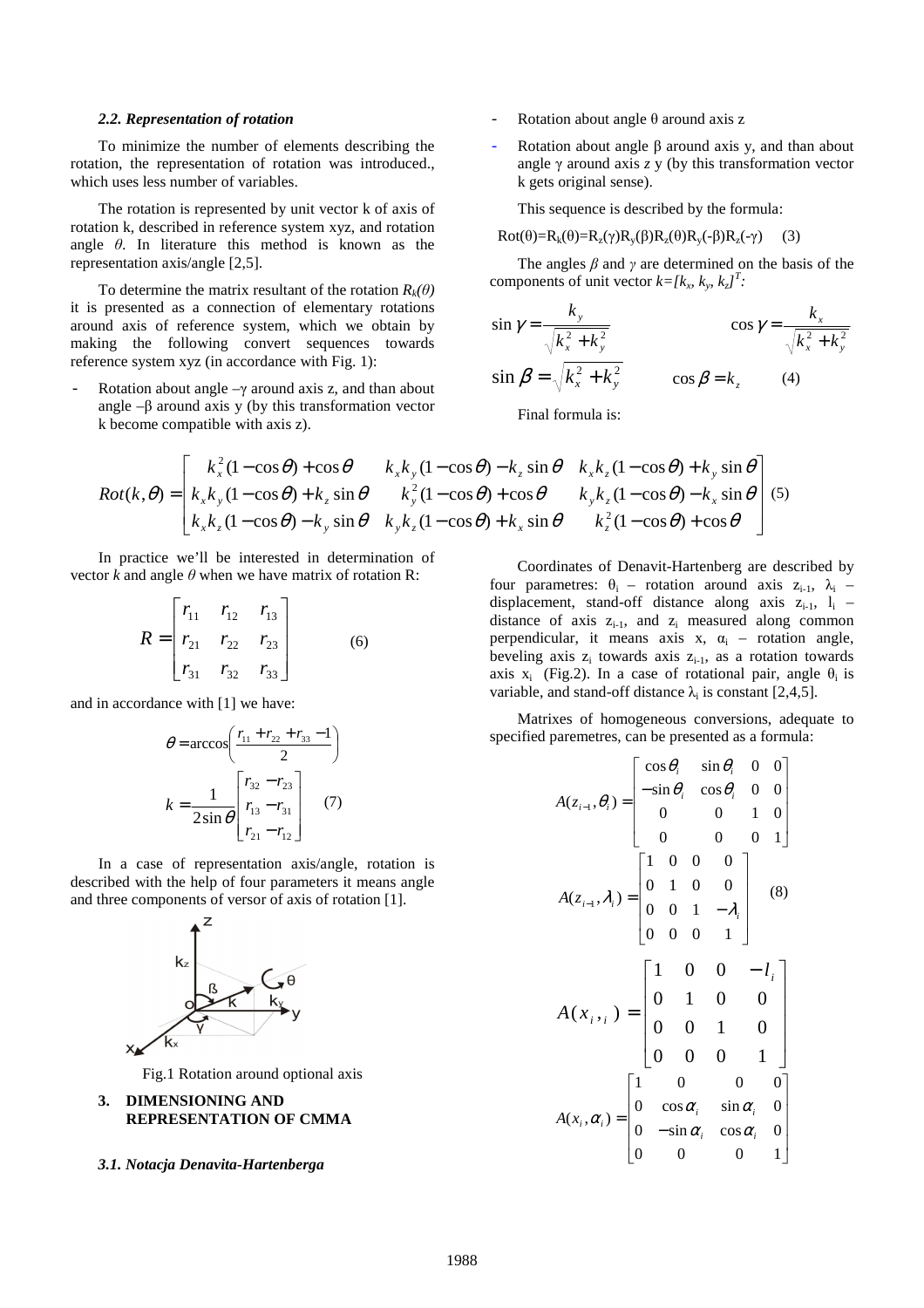### 2.2. Representation of rotation

To minimize the number of elements describing the rotation, the representation of rotation was introduced., which uses less number of variables.

The rotation is represented by unit vector k of axis of rotation k, described in reference system xyz, and rotation angle $\theta$. In literature this method is known as the representation axis/angle [2,5].

To determine the matrix resultant of the rotation $R_k(\theta)$ it is presented as a connection of elementary rotations around axis of reference system, which we obtain by making the following convert sequences towards reference system xyz (in accordance with Fig. 1):

- Rotation about angle $-\gamma$ around axis z, and than about angle $-\beta$ around axis y (by this transformation vector k become compatible with axis z).
- Rotation about angle $\theta$ around axis z
- Rotation about angle $\beta$ around axis y, and than about angle $\gamma$ around axis z y (by this transformation vector k gets original sense).

This sequence is described by the formula:

$$Rot(\theta)=R_k(\theta)=R_z(\gamma)R_y(\beta)R_z(\theta)R_y(-\beta)R_z(-\gamma) \quad (3)$$

The angles $\beta$ and $\gamma$ are determined on the basis of the components of unit vector $k=[k_x, k_y, k_z]^T$:

$$\sin\gamma = \frac{k_y}{\sqrt{k_x^2+k_y^2}} \qquad \cos\gamma = \frac{k_x}{\sqrt{k_x^2+k_y^2}}$$

$$\sin\beta = \sqrt{k_x^2+k_y^2} \qquad \cos\beta = k_z \quad (4)$$

Final formula is:

$$Rot(k,\theta)=\begin{bmatrix} k_x^2(1-\cos\theta)+\cos\theta & k_xk_y(1-\cos\theta)-k_z\sin\theta & k_xk_z(1-\cos\theta)+k_y\sin\theta \\ k_xk_y(1-\cos\theta)+k_z\sin\theta & k_y^2(1-\cos\theta)+\cos\theta & k_yk_z(1-\cos\theta)-k_x\sin\theta \\ k_xk_z(1-\cos\theta)-k_y\sin\theta & k_yk_z(1-\cos\theta)+k_x\sin\theta & k_z^2(1-\cos\theta)+\cos\theta \end{bmatrix} \quad (5)$$

In practice we'll be interested in determination of vector $k$ and angle $\theta$ when we have matrix of rotation R:

$$R=\begin{bmatrix} r_{11} & r_{12} & r_{13} \\ r_{21} & r_{22} & r_{23} \\ r_{31} & r_{32} & r_{33} \end{bmatrix} \quad (6)$$

and in accordance with [1] we have:

$$\theta = \arccos\left(\frac{r_{11}+r_{22}+r_{33}-1}{2}\right)$$

$$k=\frac{1}{2\sin\theta}\begin{bmatrix} r_{32}-r_{23} \\ r_{13}-r_{31} \\ r_{21}-r_{12} \end{bmatrix} \quad (7)$$

In a case of representation axis/angle, rotation is described with the help of four parameters it means angle and three components of versor of axis of rotation [1].

Fig.1 Rotation around optional axis

## 3. DIMENSIONING AND REPRESENTATION OF CMMA

### 3.1. Notacja Denavita-Hartenberga

Coordinates of Denavit-Hartenberg are described by four parametres: $\theta_i$ – rotation around axis $z_{i-1}$, $\lambda_i$ – displacement, stand-off distance along axis $z_{i-1}$, $l_i$ – distance of axis $z_{i-1}$, and $z_i$ measured along common perpendicular, it means axis x, $\alpha_i$ – rotation angle, beveling axis $z_i$ towards axis $z_{i-1}$, as a rotation towards axis $x_i$ (Fig.2). In a case of rotational pair, angle $\theta_i$ is variable, and stand-off distance $\lambda_i$ is constant [2,4,5].

Matrixes of homogeneous conversions, adequate to specified paremetres, can be presented as a formula:

$$A(z_{i-1},\theta_i)=\begin{bmatrix} \cos\theta_i & \sin\theta_i & 0 & 0 \\ -\sin\theta_i & \cos\theta_i & 0 & 0 \\ 0 & 0 & 1 & 0 \\ 0 & 0 & 0 & 1 \end{bmatrix}$$

$$A(z_{i-1},\lambda_i)=\begin{bmatrix} 1 & 0 & 0 & 0 \\ 0 & 1 & 0 & 0 \\ 0 & 0 & 1 & -\lambda_i \\ 0 & 0 & 0 & 1 \end{bmatrix} \quad (8)$$

$$A(x_i,{}_i)=\begin{bmatrix} 1 & 0 & 0 & -l_i \\ 0 & 1 & 0 & 0 \\ 0 & 0 & 1 & 0 \\ 0 & 0 & 0 & 1 \end{bmatrix}$$

$$A(x_i,\alpha_i)=\begin{bmatrix} 1 & 0 & 0 & 0 \\ 0 & \cos\alpha_i & \sin\alpha_i & 0 \\ 0 & -\sin\alpha_i & \cos\alpha_i & 0 \\ 0 & 0 & 0 & 1 \end{bmatrix}$$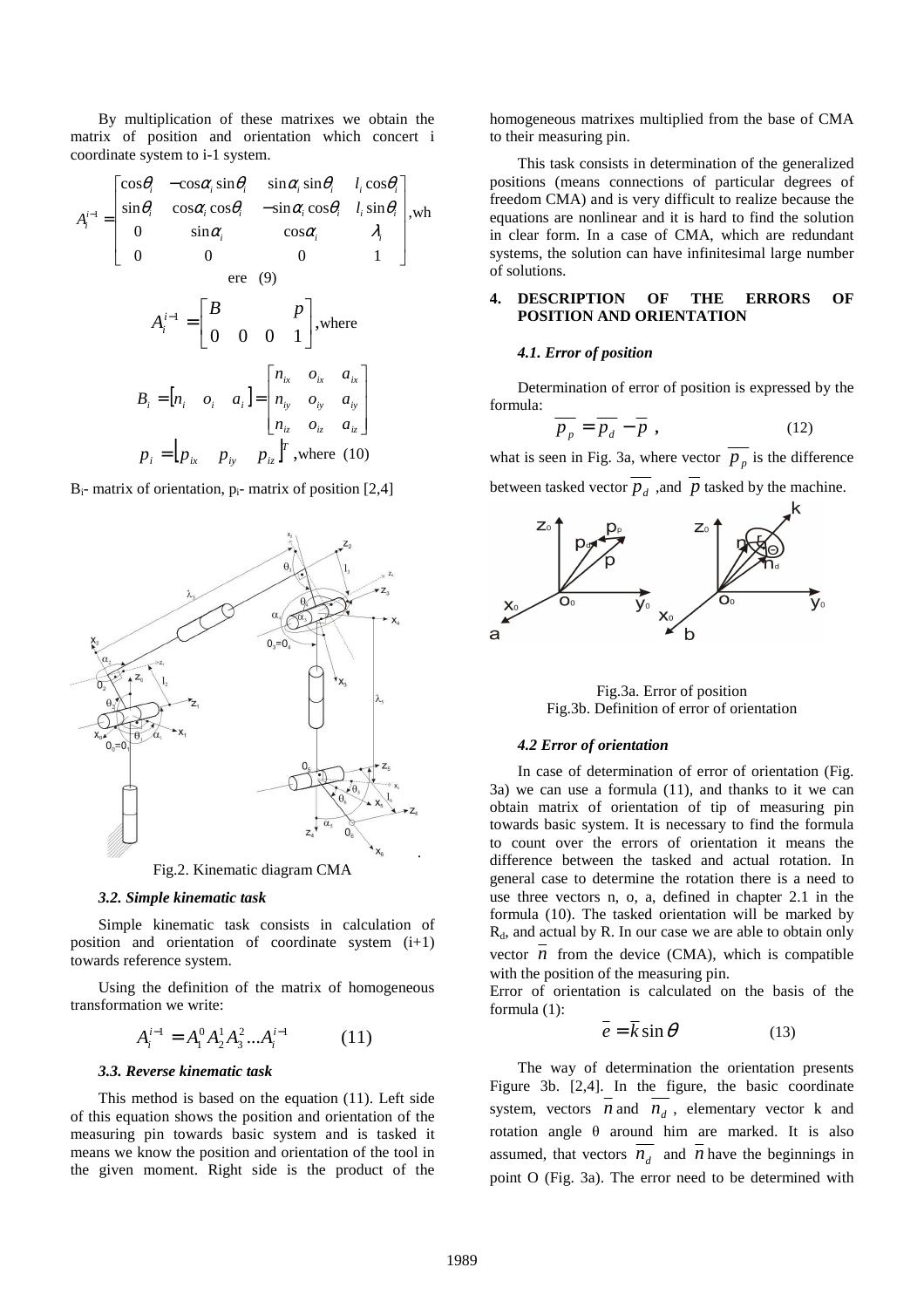By multiplication of these matrixes we obtain the matrix of position and orientation which concert i coordinate system to i-1 system.

$$A_i^{i-1} = \begin{bmatrix} \cos\theta_i & -\cos\alpha_i \sin\theta_i & \sin\alpha_i \sin\theta_i & l_i \cos\theta_i \\ \sin\theta_i & \cos\alpha_i \cos\theta_i & -\sin\alpha_i \cos\theta_i & l_i \sin\theta_i \\ 0 & \sin\alpha_i & \cos\alpha_i & \lambda_i \\ 0 & 0 & 0 & 1 \end{bmatrix}, \text{where} \quad (9)$$

$$A_i^{i-1} = \begin{bmatrix} B & & & p \\ 0 & 0 & 0 & 1 \end{bmatrix}, \text{where}$$

$$B_i = \begin{bmatrix} n_i & o_i & a_i \end{bmatrix} = \begin{bmatrix} n_{ix} & o_{ix} & a_{ix} \\ n_{iy} & o_{iy} & a_{iy} \\ n_{iz} & o_{iz} & a_{iz} \end{bmatrix}$$

$$p_i = \begin{bmatrix} p_{ix} & p_{iy} & p_{iz} \end{bmatrix}^T, \text{where} \quad (10)$$

$B_i$- matrix of orientation, $p_i$- matrix of position [2,4]

Fig.2. Kinematic diagram CMA

### 3.2. Simple kinematic task

Simple kinematic task consists in calculation of position and orientation of coordinate system (i+1) towards reference system.

Using the definition of the matrix of homogeneous transformation we write:

$$A_i^{i-1} = A_1^0 A_2^1 A_3^2 \ldots A_i^{i-1} \qquad (11)$$

### 3.3. Reverse kinematic task

This method is based on the equation (11). Left side of this equation shows the position and orientation of the measuring pin towards basic system and is tasked it means we know the position and orientation of the tool in the given moment. Right side is the product of the homogeneous matrixes multiplied from the base of CMA to their measuring pin.

This task consists in determination of the generalized positions (means connections of particular degrees of freedom CMA) and is very difficult to realize because the equations are nonlinear and it is hard to find the solution in clear form. In a case of CMA, which are redundant systems, the solution can have infinitesimal large number of solutions.

## 4. DESCRIPTION OF THE ERRORS OF POSITION AND ORIENTATION

### 4.1. Error of position

Determination of error of position is expressed by the formula:

$$\overline{p_p} = \overline{p_d} - \overline{p} \ , \qquad (12)$$

what is seen in Fig. 3a, where vector $\overline{p_p}$ is the difference between tasked vector $\overline{p_d}$ ,and $\overline{p}$ tasked by the machine.

Fig.3a. Error of position
Fig.3b. Definition of error of orientation

### 4.2 Error of orientation

In case of determination of error of orientation (Fig. 3a) we can use a formula (11), and thanks to it we can obtain matrix of orientation of tip of measuring pin towards basic system. It is necessary to find the formula to count over the errors of orientation it means the difference between the tasked and actual rotation. In general case to determine the rotation there is a need to use three vectors n, o, a, defined in chapter 2.1 in the formula (10). The tasked orientation will be marked by $R_d$, and actual by R. In our case we are able to obtain only vector $\overline{n}$ from the device (CMA), which is compatible with the position of the measuring pin.
Error of orientation is calculated on the basis of the formula (1):

$$\overline{e} = \overline{k} \sin\theta \qquad (13)$$

The way of determination the orientation presents Figure 3b. [2,4]. In the figure, the basic coordinate system, vectors $\overline{n}$ and $\overline{n_d}$ , elementary vector k and rotation angle θ around him are marked. It is also assumed, that vectors $\overline{n_d}$ and $\overline{n}$ have the beginnings in point O (Fig. 3a). The error need to be determined with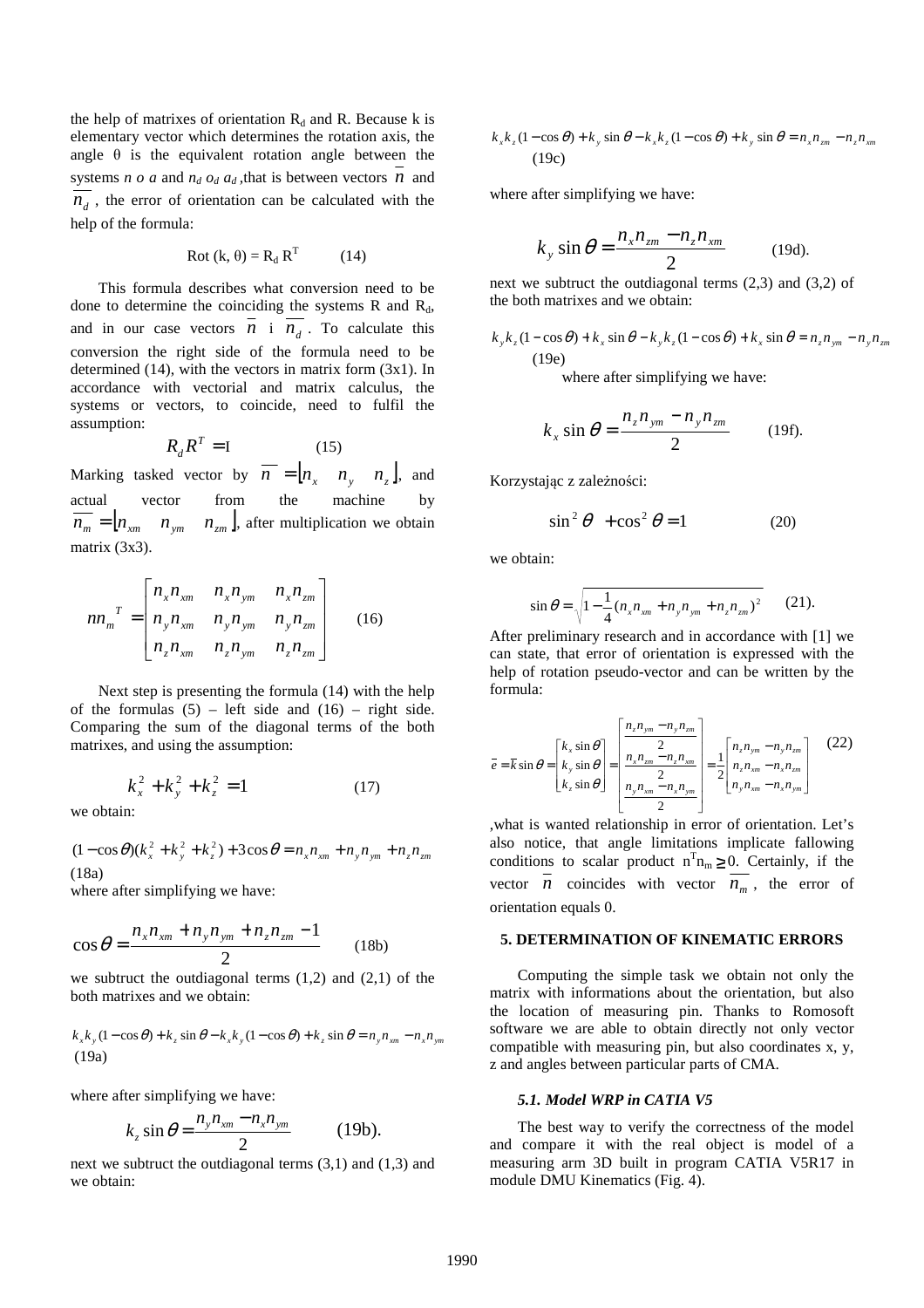the help of matrixes of orientation $R_d$ and R. Because k is elementary vector which determines the rotation axis, the angle θ is the equivalent rotation angle between the systems *n o a* and $n_d$ $o_d$ $a_d$ ,that is between vectors $\overline{n}$ and $\overline{n_d}$ , the error of orientation can be calculated with the help of the formula:

$$\text{Rot}(k, \theta) = R_d R^T \qquad (14)$$

This formula describes what conversion need to be done to determine the coinciding the systems R and $R_d$, and in our case vectors $\overline{n}$ i $\overline{n_d}$ . To calculate this conversion the right side of the formula need to be determined (14), with the vectors in matrix form (3x1). In accordance with vectorial and matrix calculus, the systems or vectors, to coincide, need to fulfil the assumption:

$$R_d R^T = \mathrm{I} \qquad (15)$$

Marking tasked vector by $\overline{n} = \lfloor n_x \quad n_y \quad n_z \rfloor$, and actual vector from the machine by $\overline{n_m} = \lfloor n_{xm} \quad n_{ym} \quad n_{zm} \rfloor$, after multiplication we obtain matrix (3x3).

$$nn_m{}^T = \begin{bmatrix} n_x n_{xm} & n_x n_{ym} & n_x n_{zm} \\ n_y n_{xm} & n_y n_{ym} & n_y n_{zm} \\ n_z n_{xm} & n_z n_{ym} & n_z n_{zm} \end{bmatrix} \qquad (16)$$

Next step is presenting the formula (14) with the help of the formulas (5) – left side and (16) – right side. Comparing the sum of the diagonal terms of the both matrixes, and using the assumption:

$$k_x^2 + k_y^2 + k_z^2 = 1 \qquad (17)$$

we obtain:

$$(1-\cos\theta)(k_x^2 + k_y^2 + k_z^2) + 3\cos\theta = n_x n_{xm} + n_y n_{ym} + n_z n_{zm} \qquad (18a)$$

where after simplifying we have:

$$\cos\theta = \frac{n_x n_{xm} + n_y n_{ym} + n_z n_{zm} - 1}{2} \qquad (18b)$$

we subtruct the outdiagonal terms (1,2) and (2,1) of the both matrixes and we obtain:

$$k_x k_y (1-\cos\theta) + k_z \sin\theta - k_x k_y (1-\cos\theta) + k_z \sin\theta = n_y n_{xm} - n_x n_{ym} \qquad (19a)$$

where after simplifying we have:

$$k_z \sin\theta = \frac{n_y n_{xm} - n_x n_{ym}}{2} \qquad (19b).$$

next we subtruct the outdiagonal terms (3,1) and (1,3) and we obtain:

$$k_x k_z (1-\cos\theta) + k_y \sin\theta - k_x k_z (1-\cos\theta) + k_y \sin\theta = n_x n_{zm} - n_z n_{xm} \qquad (19c)$$

where after simplifying we have:

$$k_y \sin\theta = \frac{n_x n_{zm} - n_z n_{xm}}{2} \qquad (19d).$$

next we subtruct the outdiagonal terms (2,3) and (3,2) of the both matrixes and we obtain:

$$k_y k_z (1-\cos\theta) + k_x \sin\theta - k_y k_z (1-\cos\theta) + k_x \sin\theta = n_z n_{ym} - n_y n_{zm} \qquad (19e)$$

where after simplifying we have:

$$k_x \sin\theta = \frac{n_z n_{ym} - n_y n_{zm}}{2} \qquad (19f).$$

Korzystając z zależności:

$$\sin^2\theta + \cos^2\theta = 1 \qquad (20)$$

we obtain:

$$\sin\theta = \sqrt{1 - \frac{1}{4}(n_x n_{xm} + n_y n_{ym} + n_z n_{zm})^2} \qquad (21).$$

After preliminary research and in accordance with [1] we can state, that error of orientation is expressed with the help of rotation pseudo-vector and can be written by the formula:

$$\overline{e} = \overline{k}\sin\theta = \begin{bmatrix} k_x \sin\theta \\ k_y \sin\theta \\ k_z \sin\theta \end{bmatrix} = \begin{bmatrix} \frac{n_z n_{ym} - n_y n_{zm}}{2} \\ \frac{n_x n_{zm} - n_z n_{xm}}{2} \\ \frac{n_y n_{xm} - n_x n_{ym}}{2} \end{bmatrix} = \frac{1}{2}\begin{bmatrix} n_z n_{ym} - n_y n_{zm} \\ n_z n_{xm} - n_x n_{zm} \\ n_y n_{xm} - n_x n_{ym} \end{bmatrix} \qquad (22)$$

,what is wanted relationship in error of orientation. Let's also notice, that angle limitations implicate fallowing conditions to scalar product $n^T n_m \geq 0$. Certainly, if the vector $\overline{n}$ coincides with vector $\overline{n_m}$ , the error of orientation equals 0.

## 5. DETERMINATION OF KINEMATIC ERRORS

Computing the simple task we obtain not only the matrix with informations about the orientation, but also the location of measuring pin. Thanks to Romosoft software we are able to obtain directly not only vector compatible with measuring pin, but also coordinates x, y, z and angles between particular parts of CMA.

### *5.1. Model WRP in CATIA V5*

The best way to verify the correctness of the model and compare it with the real object is model of a measuring arm 3D built in program CATIA V5R17 in module DMU Kinematics (Fig. 4).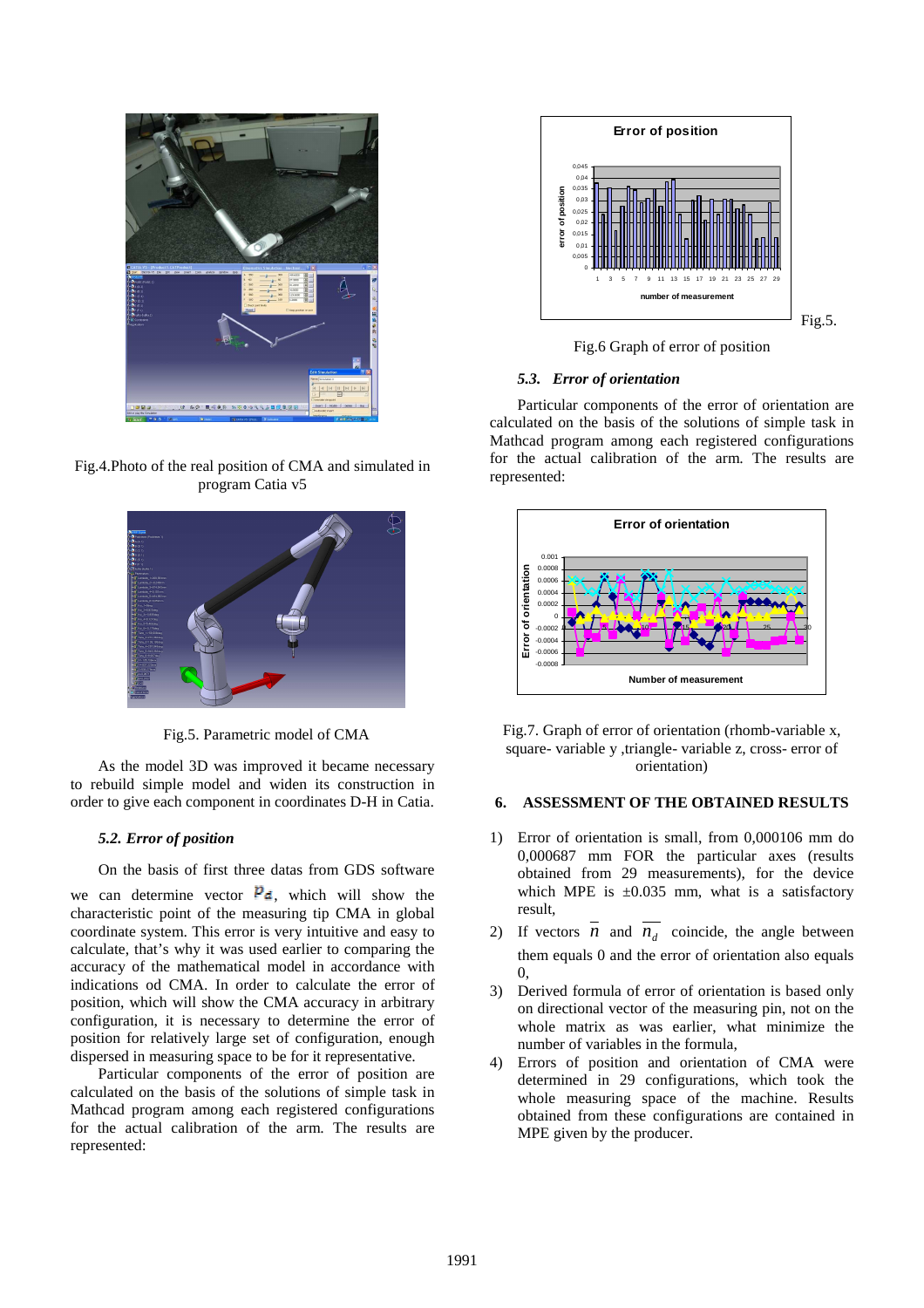Fig.4.Photo of the real position of CMA and simulated in program Catia v5

Fig.5. Parametric model of CMA

As the model 3D was improved it became necessary to rebuild simple model and widen its construction in order to give each component in coordinates D-H in Catia.

### *5.2. Error of position*

On the basis of first three datas from GDS software we can determine vector $p_d$, which will show the characteristic point of the measuring tip CMA in global coordinate system. This error is very intuitive and easy to calculate, that's why it was used earlier to comparing the accuracy of the mathematical model in accordance with indications od CMA. In order to calculate the error of position, which will show the CMA accuracy in arbitrary configuration, it is necessary to determine the error of position for relatively large set of configuration, enough dispersed in measuring space to be for it representative.

Particular components of the error of position are calculated on the basis of the solutions of simple task in Mathcad program among each registered configurations for the actual calibration of the arm. The results are represented:

Fig.5.

Fig.6 Graph of error of position

### *5.3. Error of orientation*

Particular components of the error of orientation are calculated on the basis of the solutions of simple task in Mathcad program among each registered configurations for the actual calibration of the arm. The results are represented:

Fig.7. Graph of error of orientation (rhomb-variable x, square- variable y ,triangle- variable z, cross- error of orientation)

## 6. ASSESSMENT OF THE OBTAINED RESULTS

1) Error of orientation is small, from 0,000106 mm do 0,000687 mm FOR the particular axes (results obtained from 29 measurements), for the device which MPE is ±0.035 mm, what is a satisfactory result,
2) If vectors $\overline{n}$ and $\overline{n_d}$ coincide, the angle between them equals 0 and the error of orientation also equals 0,
3) Derived formula of error of orientation is based only on directional vector of the measuring pin, not on the whole matrix as was earlier, what minimize the number of variables in the formula,
4) Errors of position and orientation of CMA were determined in 29 configurations, which took the whole measuring space of the machine. Results obtained from these configurations are contained in MPE given by the producer.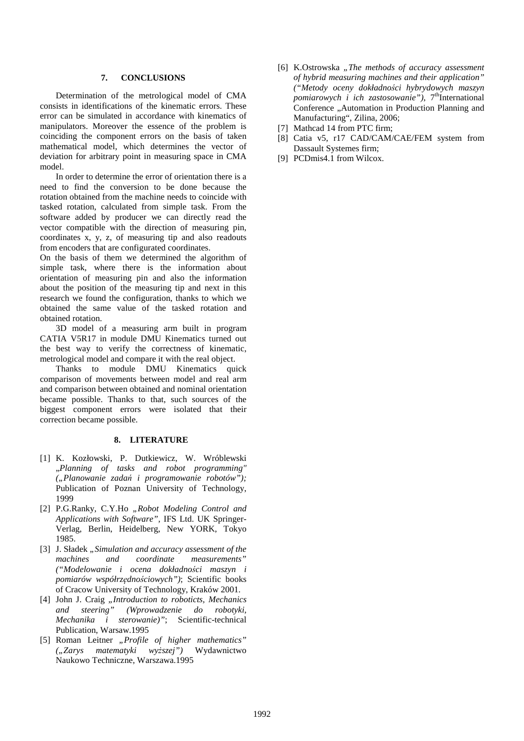## 7. CONCLUSIONS

Determination of the metrological model of CMA consists in identifications of the kinematic errors. These error can be simulated in accordance with kinematics of manipulators. Moreover the essence of the problem is coinciding the component errors on the basis of taken mathematical model, which determines the vector of deviation for arbitrary point in measuring space in CMA model.

In order to determine the error of orientation there is a need to find the conversion to be done because the rotation obtained from the machine needs to coincide with tasked rotation, calculated from simple task. From the software added by producer we can directly read the vector compatible with the direction of measuring pin, coordinates x, y, z, of measuring tip and also readouts from encoders that are configurated coordinates.

On the basis of them we determined the algorithm of simple task, where there is the information about orientation of measuring pin and also the information about the position of the measuring tip and next in this research we found the configuration, thanks to which we obtained the same value of the tasked rotation and obtained rotation.

3D model of a measuring arm built in program CATIA V5R17 in module DMU Kinematics turned out the best way to verify the correctness of kinematic, metrological model and compare it with the real object.

Thanks to module DMU Kinematics quick comparison of movements between model and real arm and comparison between obtained and nominal orientation became possible. Thanks to that, such sources of the biggest component errors were isolated that their correction became possible.

## 8. LITERATURE

[1] K. Kozłowski, P. Dutkiewicz, W. Wróblewski *„Planning of tasks and robot programming" („Planowanie zadań i programowanie robotów");* Publication of Poznan University of Technology, 1999

[2] P.G.Ranky, C.Y.Ho *„Robot Modeling Control and Applications with Software",* IFS Ltd. UK Springer-Verlag, Berlin, Heidelberg, New YORK, Tokyo 1985.

[3] J. Sładek *„Simulation and accuracy assessment of the machines and coordinate measurements" ("Modelowanie i ocena dokładności maszyn i pomiarów współrzędnościowych")*; Scientific books of Cracow University of Technology, Kraków 2001.

[4] John J. Craig *„Introduction to roboticts, Mechanics and steering" (Wprowadzenie do robotyki, Mechanika i sterowanie)"*; Scientific-technical Publication, Warsaw.1995

[5] Roman Leitner *„Profile of higher mathematics" („Zarys matematyki wyższej")* Wydawnictwo Naukowo Techniczne, Warszawa.1995

[6] K.Ostrowska *„The methods of accuracy assessment of hybrid measuring machines and their application" ("Metody oceny dokładności hybrydowych maszyn pomiarowych i ich zastosowanie"),* 7th International Conference „Automation in Production Planning and Manufacturing", Zilina, 2006;

[7] Mathcad 14 from PTC firm;

[8] Catia v5, r17 CAD/CAM/CAE/FEM system from Dassault Systemes firm;

[9] PCDmis4.1 from Wilcox.